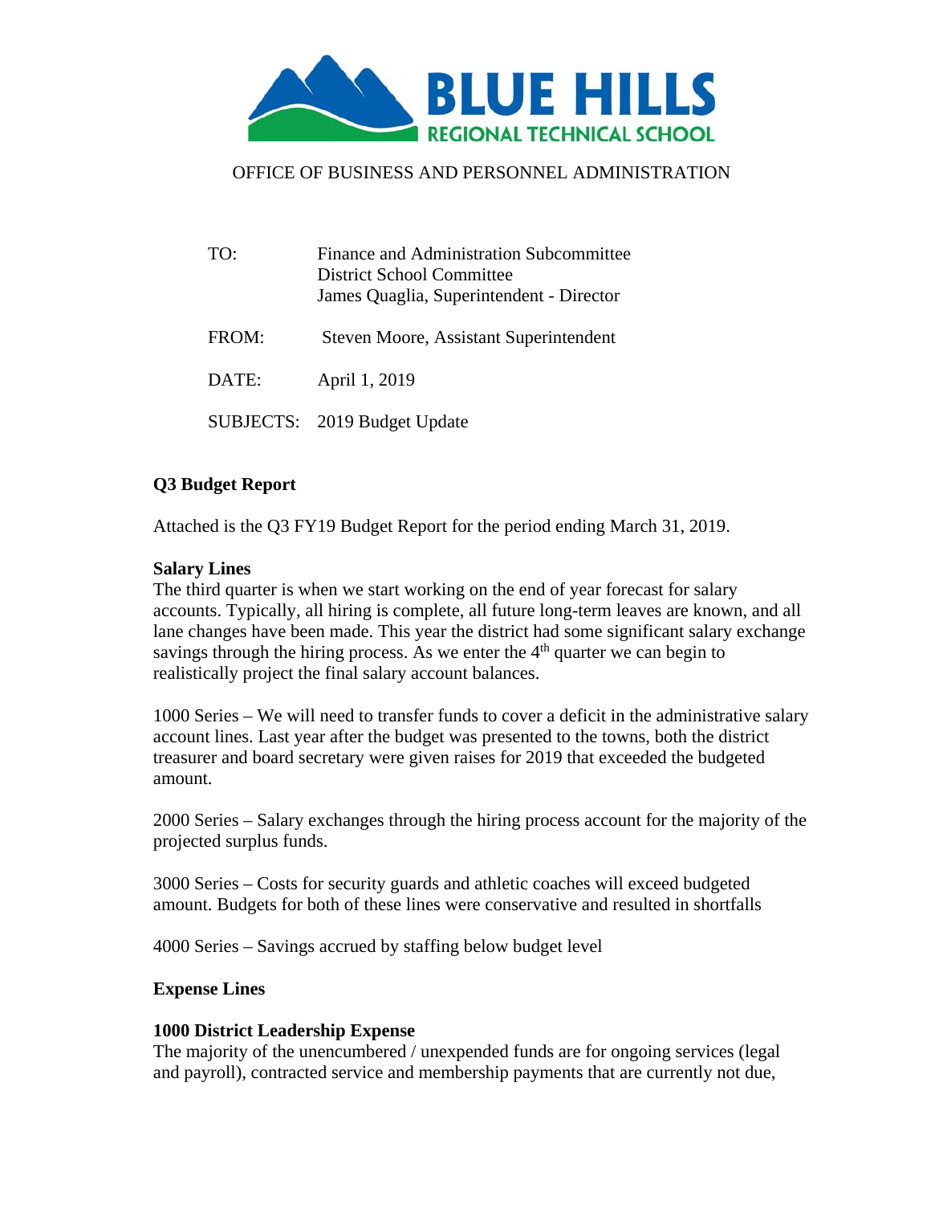**BLUE HILLS**
**REGIONAL TECHNICAL SCHOOL**

OFFICE OF BUSINESS AND PERSONNEL ADMINISTRATION

| | |
|---|---|
| TO: | Finance and Administration Subcommittee<br>District School Committee<br>James Quaglia, Superintendent - Director |
| FROM: | Steven Moore, Assistant Superintendent |
| DATE: | April 1, 2019 |
| SUBJECTS: | 2019 Budget Update |

**Q3 Budget Report**

Attached is the Q3 FY19 Budget Report for the period ending March 31, 2019.

**Salary Lines**

The third quarter is when we start working on the end of year forecast for salary accounts. Typically, all hiring is complete, all future long-term leaves are known, and all lane changes have been made. This year the district had some significant salary exchange savings through the hiring process. As we enter the 4th quarter we can begin to realistically project the final salary account balances.

1000 Series – We will need to transfer funds to cover a deficit in the administrative salary account lines. Last year after the budget was presented to the towns, both the district treasurer and board secretary were given raises for 2019 that exceeded the budgeted amount.

2000 Series – Salary exchanges through the hiring process account for the majority of the projected surplus funds.

3000 Series – Costs for security guards and athletic coaches will exceed budgeted amount. Budgets for both of these lines were conservative and resulted in shortfalls

4000 Series – Savings accrued by staffing below budget level

**Expense Lines**

**1000 District Leadership Expense**

The majority of the unencumbered / unexpended funds are for ongoing services (legal and payroll), contracted service and membership payments that are currently not due,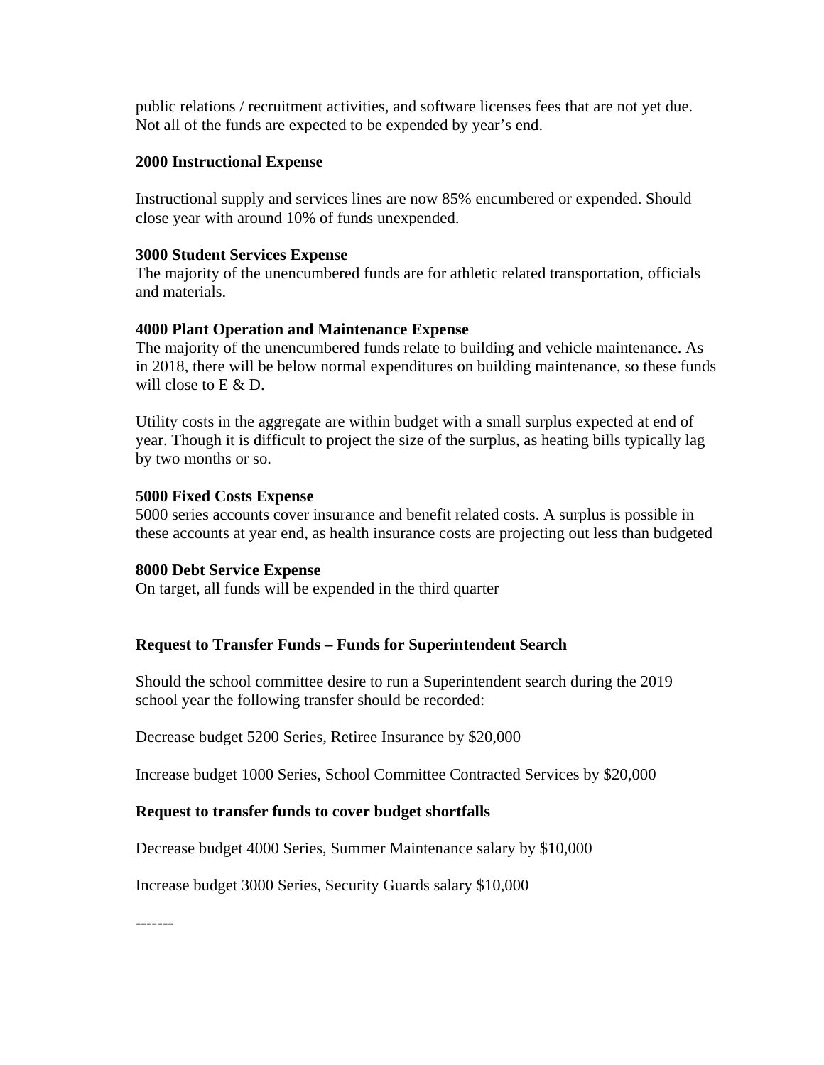public relations / recruitment activities, and software licenses fees that are not yet due. Not all of the funds are expected to be expended by year's end.

**2000 Instructional Expense**

Instructional supply and services lines are now 85% encumbered or expended. Should close year with around 10% of funds unexpended.

**3000 Student Services Expense**

The majority of the unencumbered funds are for athletic related transportation, officials and materials.

**4000 Plant Operation and Maintenance Expense**

The majority of the unencumbered funds relate to building and vehicle maintenance. As in 2018, there will be below normal expenditures on building maintenance, so these funds will close to E & D.

Utility costs in the aggregate are within budget with a small surplus expected at end of year. Though it is difficult to project the size of the surplus, as heating bills typically lag by two months or so.

**5000 Fixed Costs Expense**

5000 series accounts cover insurance and benefit related costs. A surplus is possible in these accounts at year end, as health insurance costs are projecting out less than budgeted

**8000 Debt Service Expense**

On target, all funds will be expended in the third quarter

**Request to Transfer Funds – Funds for Superintendent Search**

Should the school committee desire to run a Superintendent search during the 2019 school year the following transfer should be recorded:

Decrease budget 5200 Series, Retiree Insurance by $20,000

Increase budget 1000 Series, School Committee Contracted Services by $20,000

**Request to transfer funds to cover budget shortfalls**

Decrease budget 4000 Series, Summer Maintenance salary by $10,000

Increase budget 3000 Series, Security Guards salary $10,000

-------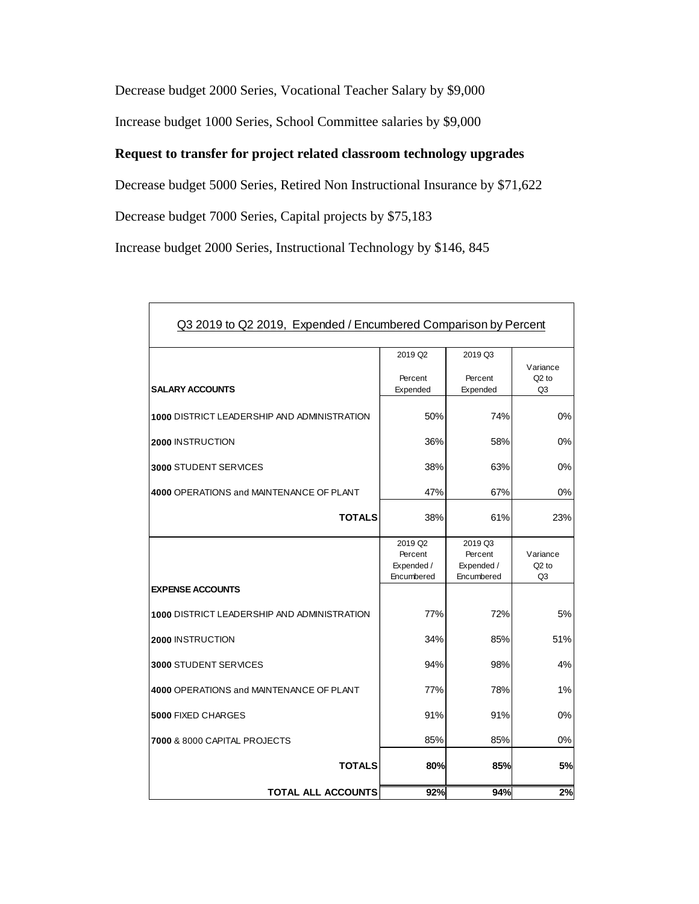Decrease budget 2000 Series, Vocational Teacher Salary by $9,000

Increase budget 1000 Series, School Committee salaries by $9,000

**Request to transfer for project related classroom technology upgrades**

Decrease budget 5000 Series, Retired Non Instructional Insurance by $71,622

Decrease budget 7000 Series, Capital projects by $75,183

Increase budget 2000 Series, Instructional Technology by $146, 845

| Q3 2019 to Q2 2019, Expended / Encumbered Comparison by Percent | | | |
|---|---|---|---|
| **SALARY ACCOUNTS** | 2019 Q2 Percent Expended | 2019 Q3 Percent Expended | Variance Q2 to Q3 |
| **1000** DISTRICT LEADERSHIP AND ADMINISTRATION | 50% | 74% | 0% |
| **2000** INSTRUCTION | 36% | 58% | 0% |
| **3000** STUDENT SERVICES | 38% | 63% | 0% |
| **4000** OPERATIONS and MAINTENANCE OF PLANT | 47% | 67% | 0% |
| **TOTALS** | 38% | 61% | 23% |
| **EXPENSE ACCOUNTS** | 2019 Q2 Percent Expended / Encumbered | 2019 Q3 Percent Expended / Encumbered | Variance Q2 to Q3 |
| **1000** DISTRICT LEADERSHIP AND ADMINISTRATION | 77% | 72% | 5% |
| **2000** INSTRUCTION | 34% | 85% | 51% |
| **3000** STUDENT SERVICES | 94% | 98% | 4% |
| **4000** OPERATIONS and MAINTENANCE OF PLANT | 77% | 78% | 1% |
| **5000** FIXED CHARGES | 91% | 91% | 0% |
| **7000** & 8000 CAPITAL PROJECTS | 85% | 85% | 0% |
| **TOTALS** | **80%** | **85%** | **5%** |
| **TOTAL ALL ACCOUNTS** | **92%** | **94%** | **2%** |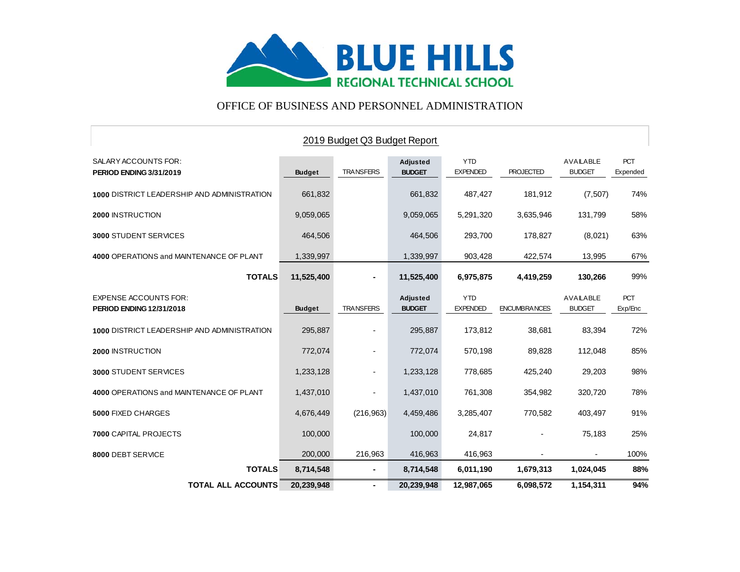# BLUE HILLS REGIONAL TECHNICAL SCHOOL

## OFFICE OF BUSINESS AND PERSONNEL ADMINISTRATION

### 2019 Budget Q3 Budget Report

| SALARY ACCOUNTS FOR: **PERIOD ENDING 3/31/2019** | **Budget** | TRANSFERS | **Adjusted BUDGET** | YTD EXPENDED | PROJECTED | AVAILABLE BUDGET | PCT Expended |
|---|---|---|---|---|---|---|---|
| **1000** DISTRICT LEADERSHIP AND ADMINISTRATION | 661,832 | | 661,832 | 487,427 | 181,912 | (7,507) | 74% |
| **2000** INSTRUCTION | 9,059,065 | | 9,059,065 | 5,291,320 | 3,635,946 | 131,799 | 58% |
| **3000** STUDENT SERVICES | 464,506 | | 464,506 | 293,700 | 178,827 | (8,021) | 63% |
| **4000** OPERATIONS and MAINTENANCE OF PLANT | 1,339,997 | | 1,339,997 | 903,428 | 422,574 | 13,995 | 67% |
| **TOTALS** | **11,525,400** | **-** | **11,525,400** | **6,975,875** | **4,419,259** | **130,266** | 99% |
| EXPENSE ACCOUNTS FOR: **PERIOD ENDING 12/31/2018** | **Budget** | TRANSFERS | **Adjusted BUDGET** | YTD EXPENDED | ENCUMBRANCES | AVAILABLE BUDGET | PCT Exp/Enc |
| **1000** DISTRICT LEADERSHIP AND ADMINISTRATION | 295,887 | - | 295,887 | 173,812 | 38,681 | 83,394 | 72% |
| **2000** INSTRUCTION | 772,074 | - | 772,074 | 570,198 | 89,828 | 112,048 | 85% |
| **3000** STUDENT SERVICES | 1,233,128 | - | 1,233,128 | 778,685 | 425,240 | 29,203 | 98% |
| **4000** OPERATIONS and MAINTENANCE OF PLANT | 1,437,010 | - | 1,437,010 | 761,308 | 354,982 | 320,720 | 78% |
| **5000** FIXED CHARGES | 4,676,449 | (216,963) | 4,459,486 | 3,285,407 | 770,582 | 403,497 | 91% |
| **7000** CAPITAL PROJECTS | 100,000 | | 100,000 | 24,817 | - | 75,183 | 25% |
| **8000** DEBT SERVICE | 200,000 | 216,963 | 416,963 | 416,963 | - | - | 100% |
| **TOTALS** | **8,714,548** | **-** | **8,714,548** | **6,011,190** | **1,679,313** | **1,024,045** | **88%** |
| **TOTAL ALL ACCOUNTS** | **20,239,948** | **-** | **20,239,948** | **12,987,065** | **6,098,572** | **1,154,311** | **94%** |